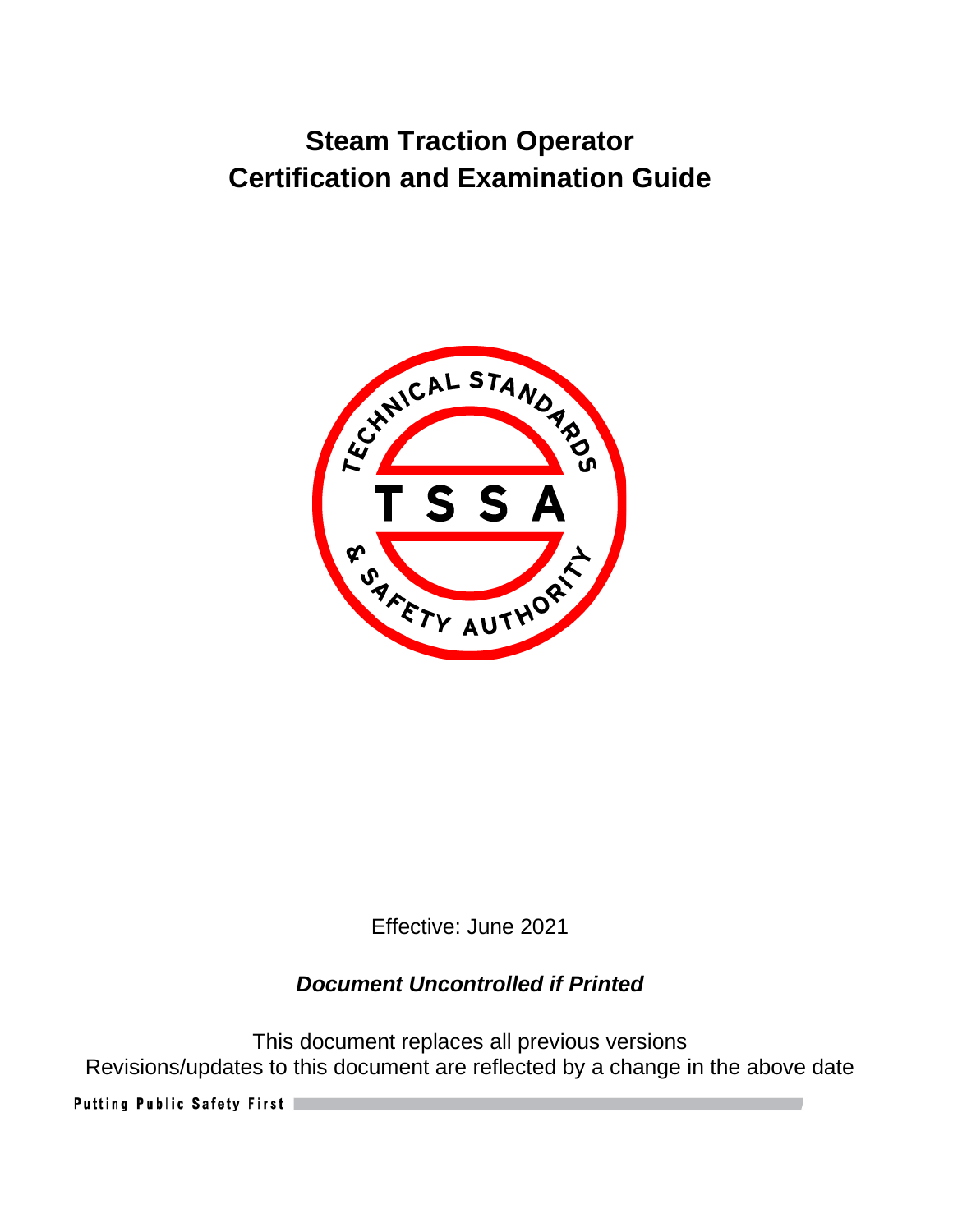# Steam Traction Operator Certification and Examination Guide

Effective: June 2021

***Document Uncontrolled if Printed***

This document replaces all previous versions
Revisions/updates to this document are reflected by a change in the above date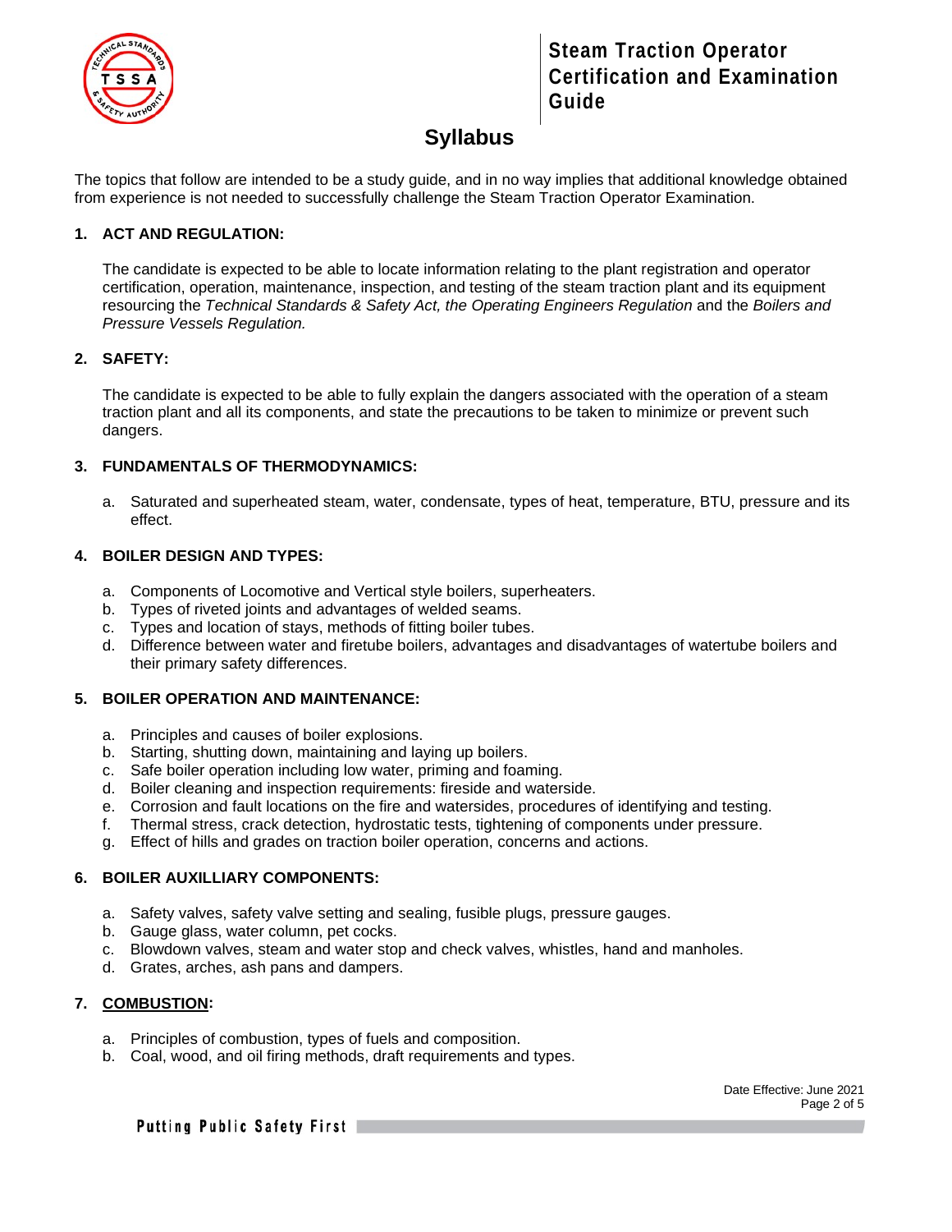# Syllabus

The topics that follow are intended to be a study guide, and in no way implies that additional knowledge obtained from experience is not needed to successfully challenge the Steam Traction Operator Examination.

## 1. ACT AND REGULATION:

The candidate is expected to be able to locate information relating to the plant registration and operator certification, operation, maintenance, inspection, and testing of the steam traction plant and its equipment resourcing the *Technical Standards & Safety Act, the Operating Engineers Regulation* and the *Boilers and Pressure Vessels Regulation.*

## 2. SAFETY:

The candidate is expected to be able to fully explain the dangers associated with the operation of a steam traction plant and all its components, and state the precautions to be taken to minimize or prevent such dangers.

## 3. FUNDAMENTALS OF THERMODYNAMICS:

a. Saturated and superheated steam, water, condensate, types of heat, temperature, BTU, pressure and its effect.

## 4. BOILER DESIGN AND TYPES:

a. Components of Locomotive and Vertical style boilers, superheaters.
b. Types of riveted joints and advantages of welded seams.
c. Types and location of stays, methods of fitting boiler tubes.
d. Difference between water and firetube boilers, advantages and disadvantages of watertube boilers and their primary safety differences.

## 5. BOILER OPERATION AND MAINTENANCE:

a. Principles and causes of boiler explosions.
b. Starting, shutting down, maintaining and laying up boilers.
c. Safe boiler operation including low water, priming and foaming.
d. Boiler cleaning and inspection requirements: fireside and waterside.
e. Corrosion and fault locations on the fire and watersides, procedures of identifying and testing.
f. Thermal stress, crack detection, hydrostatic tests, tightening of components under pressure.
g. Effect of hills and grades on traction boiler operation, concerns and actions.

## 6. BOILER AUXILLIARY COMPONENTS:

a. Safety valves, safety valve setting and sealing, fusible plugs, pressure gauges.
b. Gauge glass, water column, pet cocks.
c. Blowdown valves, steam and water stop and check valves, whistles, hand and manholes.
d. Grates, arches, ash pans and dampers.

## 7. <u>COMBUSTION</u>:

a. Principles of combustion, types of fuels and composition.
b. Coal, wood, and oil firing methods, draft requirements and types.

Date Effective: June 2021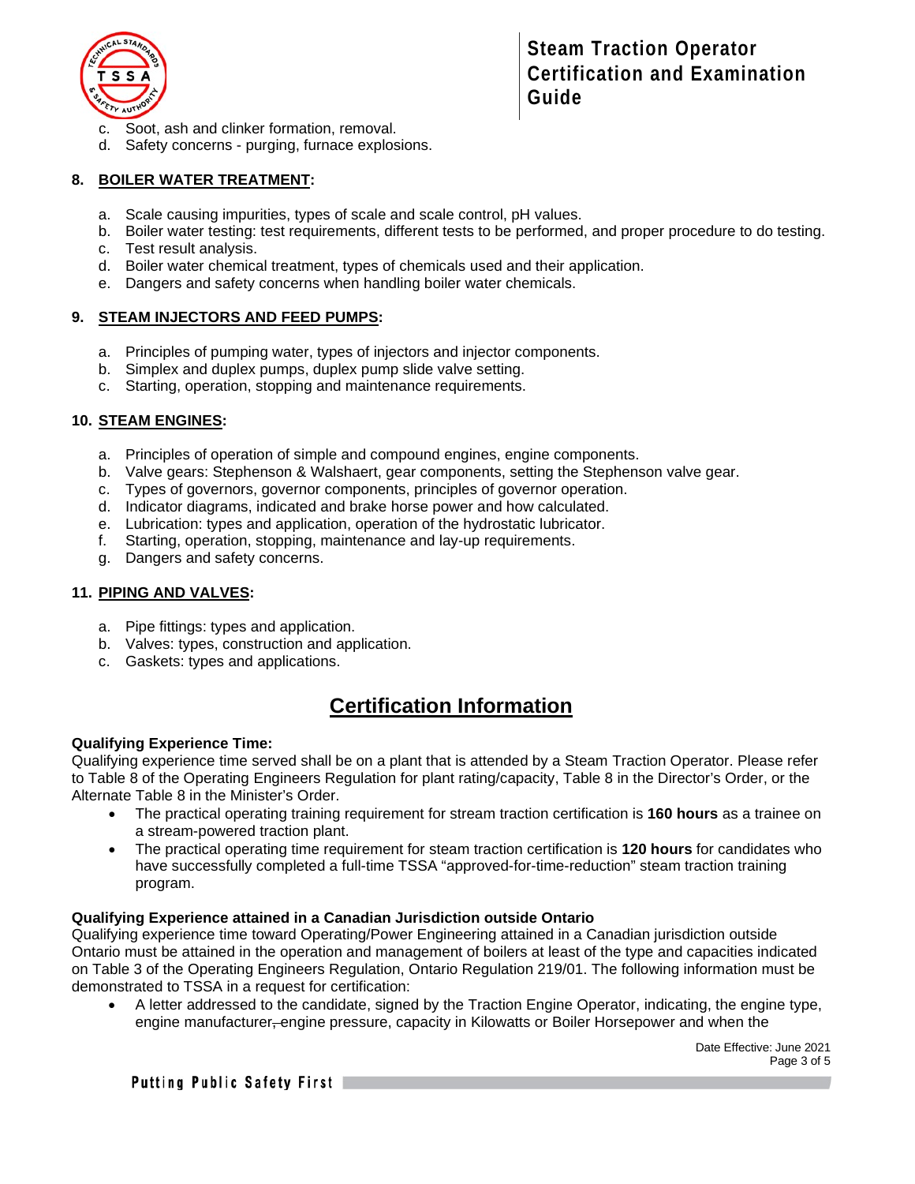c. Soot, ash and clinker formation, removal.
d. Safety concerns - purging, furnace explosions.

**8. BOILER WATER TREATMENT:**

a. Scale causing impurities, types of scale and scale control, pH values.
b. Boiler water testing: test requirements, different tests to be performed, and proper procedure to do testing.
c. Test result analysis.
d. Boiler water chemical treatment, types of chemicals used and their application.
e. Dangers and safety concerns when handling boiler water chemicals.

**9. STEAM INJECTORS AND FEED PUMPS:**

a. Principles of pumping water, types of injectors and injector components.
b. Simplex and duplex pumps, duplex pump slide valve setting.
c. Starting, operation, stopping and maintenance requirements.

**10. STEAM ENGINES:**

a. Principles of operation of simple and compound engines, engine components.
b. Valve gears: Stephenson & Walshaert, gear components, setting the Stephenson valve gear.
c. Types of governors, governor components, principles of governor operation.
d. Indicator diagrams, indicated and brake horse power and how calculated.
e. Lubrication: types and application, operation of the hydrostatic lubricator.
f. Starting, operation, stopping, maintenance and lay-up requirements.
g. Dangers and safety concerns.

**11. PIPING AND VALVES:**

a. Pipe fittings: types and application.
b. Valves: types, construction and application.
c. Gaskets: types and applications.

## Certification Information

**Qualifying Experience Time:**
Qualifying experience time served shall be on a plant that is attended by a Steam Traction Operator. Please refer to Table 8 of the Operating Engineers Regulation for plant rating/capacity, Table 8 in the Director's Order, or the Alternate Table 8 in the Minister's Order.

- The practical operating training requirement for stream traction certification is **160 hours** as a trainee on a stream-powered traction plant.
- The practical operating time requirement for steam traction certification is **120 hours** for candidates who have successfully completed a full-time TSSA "approved-for-time-reduction" steam traction training program.

**Qualifying Experience attained in a Canadian Jurisdiction outside Ontario**
Qualifying experience time toward Operating/Power Engineering attained in a Canadian jurisdiction outside Ontario must be attained in the operation and management of boilers at least of the type and capacities indicated on Table 3 of the Operating Engineers Regulation, Ontario Regulation 219/01. The following information must be demonstrated to TSSA in a request for certification:

- A letter addressed to the candidate, signed by the Traction Engine Operator, indicating, the engine type, engine manufacturer, engine pressure, capacity in Kilowatts or Boiler Horsepower and when the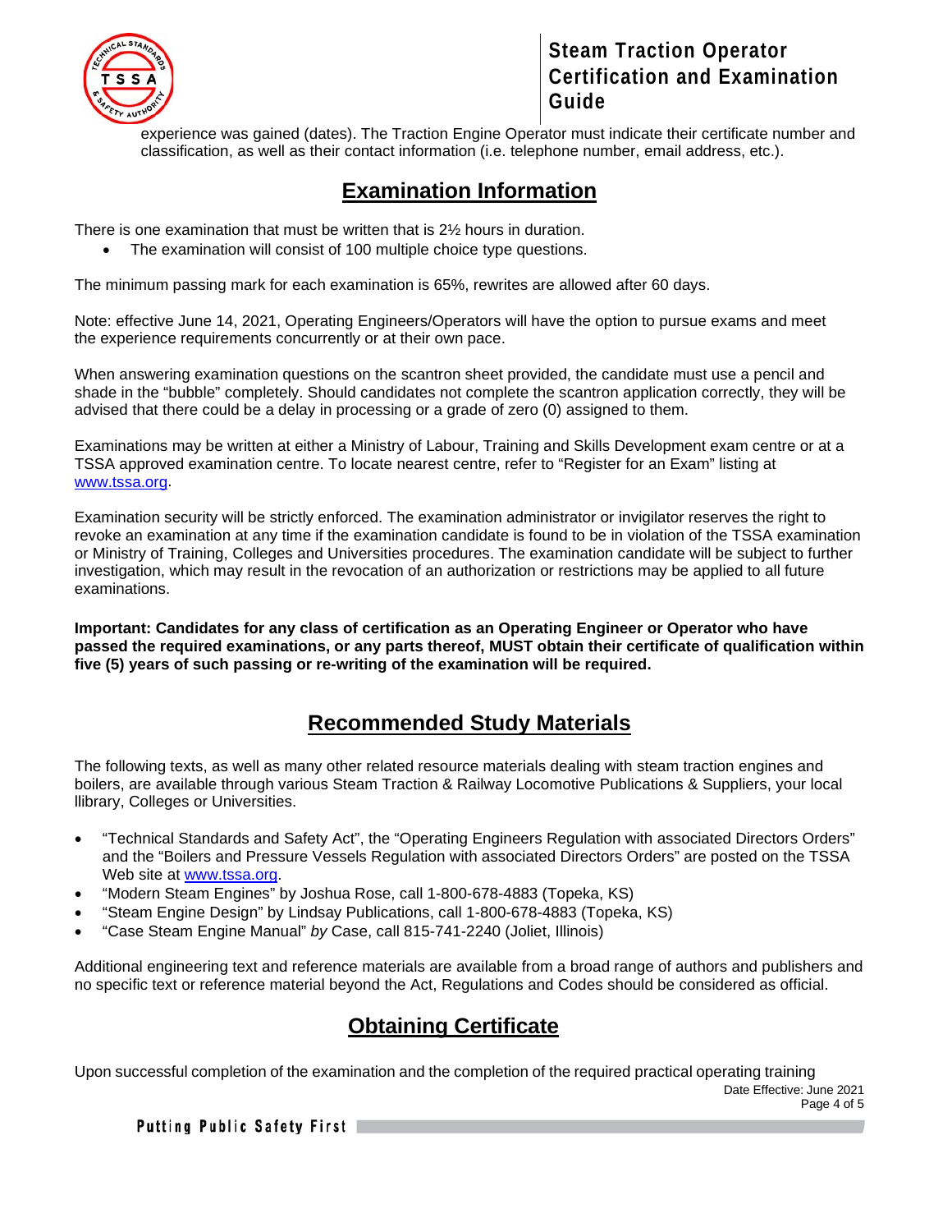experience was gained (dates). The Traction Engine Operator must indicate their certificate number and classification, as well as their contact information (i.e. telephone number, email address, etc.).

## Examination Information

There is one examination that must be written that is 2½ hours in duration.

- The examination will consist of 100 multiple choice type questions.

The minimum passing mark for each examination is 65%, rewrites are allowed after 60 days.

Note: effective June 14, 2021, Operating Engineers/Operators will have the option to pursue exams and meet the experience requirements concurrently or at their own pace.

When answering examination questions on the scantron sheet provided, the candidate must use a pencil and shade in the "bubble" completely. Should candidates not complete the scantron application correctly, they will be advised that there could be a delay in processing or a grade of zero (0) assigned to them.

Examinations may be written at either a Ministry of Labour, Training and Skills Development exam centre or at a TSSA approved examination centre. To locate nearest centre, refer to "Register for an Exam" listing at [www.tssa.org](http://www.tssa.org).

Examination security will be strictly enforced. The examination administrator or invigilator reserves the right to revoke an examination at any time if the examination candidate is found to be in violation of the TSSA examination or Ministry of Training, Colleges and Universities procedures. The examination candidate will be subject to further investigation, which may result in the revocation of an authorization or restrictions may be applied to all future examinations.

**Important: Candidates for any class of certification as an Operating Engineer or Operator who have passed the required examinations, or any parts thereof, MUST obtain their certificate of qualification within five (5) years of such passing or re-writing of the examination will be required.**

## Recommended Study Materials

The following texts, as well as many other related resource materials dealing with steam traction engines and boilers, are available through various Steam Traction & Railway Locomotive Publications & Suppliers, your local library, Colleges or Universities.

- "Technical Standards and Safety Act", the "Operating Engineers Regulation with associated Directors Orders" and the "Boilers and Pressure Vessels Regulation with associated Directors Orders" are posted on the TSSA Web site at [www.tssa.org](http://www.tssa.org).
- "Modern Steam Engines" by Joshua Rose, call 1-800-678-4883 (Topeka, KS)
- "Steam Engine Design" by Lindsay Publications, call 1-800-678-4883 (Topeka, KS)
- "Case Steam Engine Manual" *by* Case, call 815-741-2240 (Joliet, Illinois)

Additional engineering text and reference materials are available from a broad range of authors and publishers and no specific text or reference material beyond the Act, Regulations and Codes should be considered as official.

## Obtaining Certificate

Upon successful completion of the examination and the completion of the required practical operating training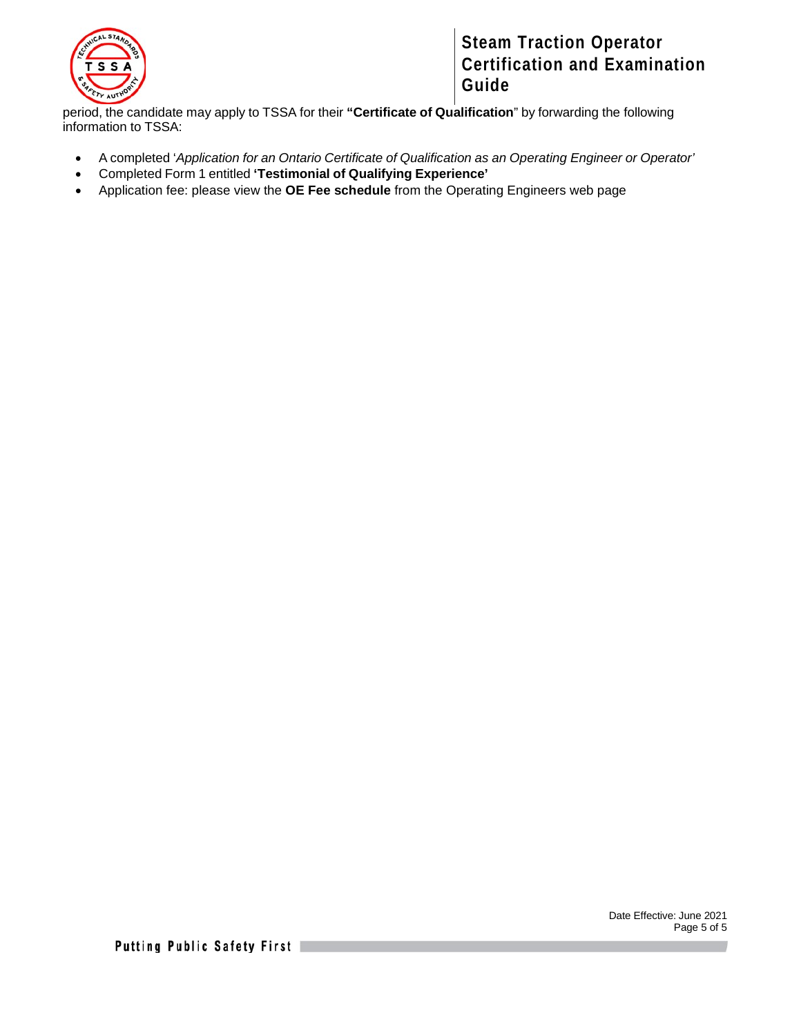period, the candidate may apply to TSSA for their **"Certificate of Qualification**" by forwarding the following information to TSSA:

- A completed '*Application for an Ontario Certificate of Qualification as an Operating Engineer or Operator'*
- Completed Form 1 entitled **'Testimonial of Qualifying Experience'**
- Application fee: please view the **OE Fee schedule** from the Operating Engineers web page